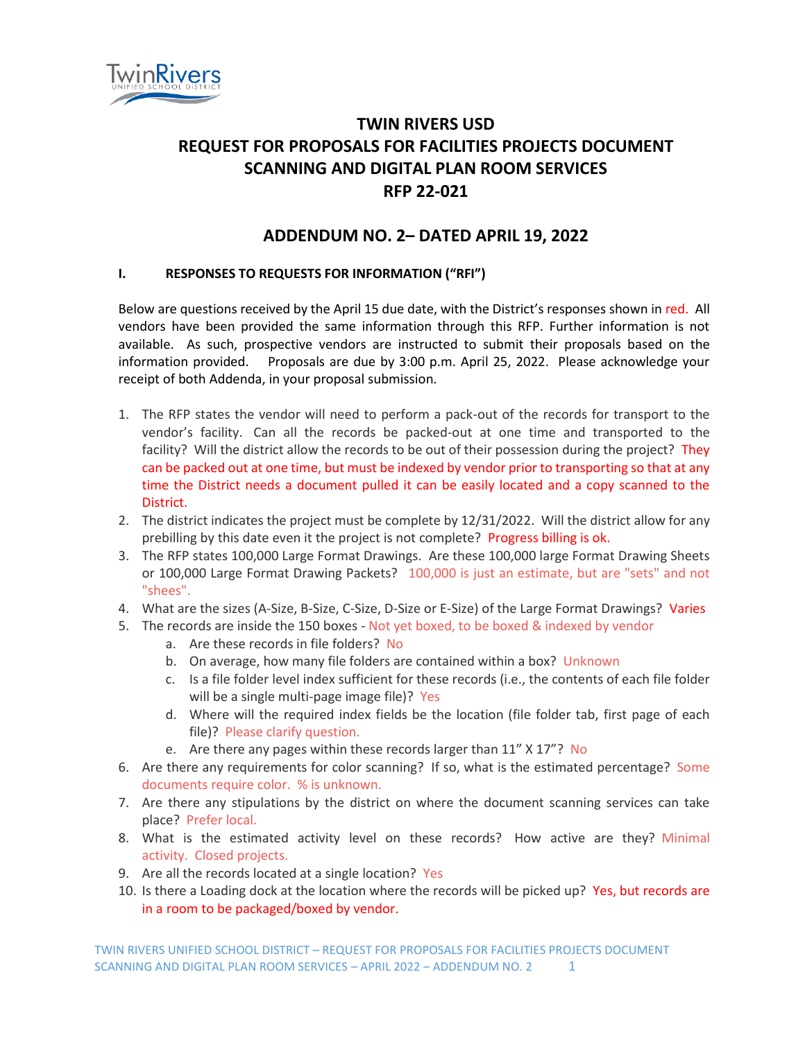# TWIN RIVERS USD
# REQUEST FOR PROPOSALS FOR FACILITIES PROJECTS DOCUMENT SCANNING AND DIGITAL PLAN ROOM SERVICES
# RFP 22-021

## ADDENDUM NO. 2– DATED APRIL 19, 2022

### I. RESPONSES TO REQUESTS FOR INFORMATION ("RFI")

Below are questions received by the April 15 due date, with the District's responses shown in red. All vendors have been provided the same information through this RFP. Further information is not available. As such, prospective vendors are instructed to submit their proposals based on the information provided. Proposals are due by 3:00 p.m. April 25, 2022. Please acknowledge your receipt of both Addenda, in your proposal submission.

1. The RFP states the vendor will need to perform a pack-out of the records for transport to the vendor's facility. Can all the records be packed-out at one time and transported to the facility? Will the district allow the records to be out of their possession during the project? They can be packed out at one time, but must be indexed by vendor prior to transporting so that at any time the District needs a document pulled it can be easily located and a copy scanned to the District.
2. The district indicates the project must be complete by 12/31/2022. Will the district allow for any prebilling by this date even it the project is not complete? Progress billing is ok.
3. The RFP states 100,000 Large Format Drawings. Are these 100,000 large Format Drawing Sheets or 100,000 Large Format Drawing Packets? 100,000 is just an estimate, but are "sets" and not "shees".
4. What are the sizes (A-Size, B-Size, C-Size, D-Size or E-Size) of the Large Format Drawings? Varies
5. The records are inside the 150 boxes - Not yet boxed, to be boxed & indexed by vendor
   a. Are these records in file folders? No
   b. On average, how many file folders are contained within a box? Unknown
   c. Is a file folder level index sufficient for these records (i.e., the contents of each file folder will be a single multi-page image file)? Yes
   d. Where will the required index fields be the location (file folder tab, first page of each file)? Please clarify question.
   e. Are there any pages within these records larger than 11" X 17"? No
6. Are there any requirements for color scanning? If so, what is the estimated percentage? Some documents require color. % is unknown.
7. Are there any stipulations by the district on where the document scanning services can take place? Prefer local.
8. What is the estimated activity level on these records? How active are they? Minimal activity. Closed projects.
9. Are all the records located at a single location? Yes
10. Is there a Loading dock at the location where the records will be picked up? Yes, but records are in a room to be packaged/boxed by vendor.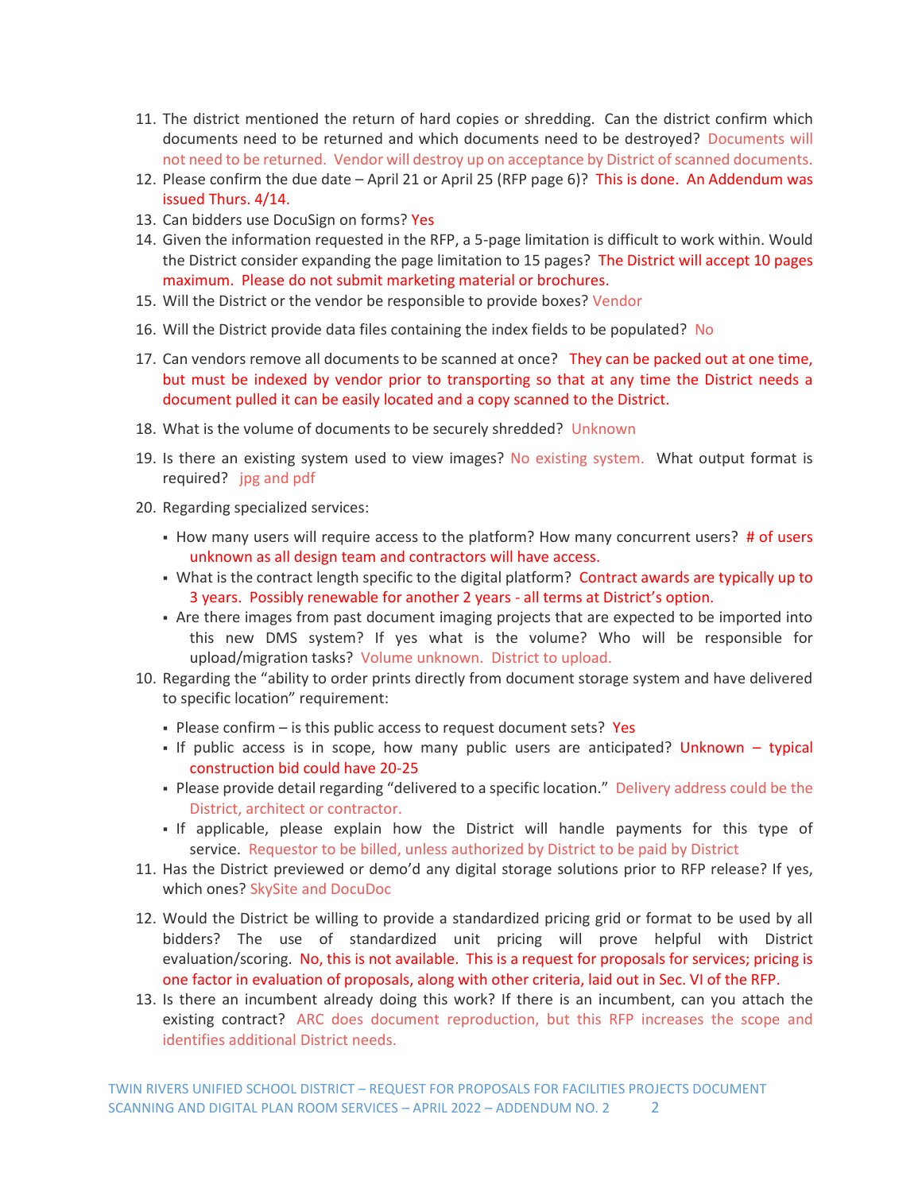11. The district mentioned the return of hard copies or shredding. Can the district confirm which documents need to be returned and which documents need to be destroyed? Documents will not need to be returned. Vendor will destroy up on acceptance by District of scanned documents.
12. Please confirm the due date – April 21 or April 25 (RFP page 6)? This is done. An Addendum was issued Thurs. 4/14.
13. Can bidders use DocuSign on forms? Yes
14. Given the information requested in the RFP, a 5-page limitation is difficult to work within. Would the District consider expanding the page limitation to 15 pages? The District will accept 10 pages maximum. Please do not submit marketing material or brochures.
15. Will the District or the vendor be responsible to provide boxes? Vendor
16. Will the District provide data files containing the index fields to be populated? No
17. Can vendors remove all documents to be scanned at once? They can be packed out at one time, but must be indexed by vendor prior to transporting so that at any time the District needs a document pulled it can be easily located and a copy scanned to the District.
18. What is the volume of documents to be securely shredded? Unknown
19. Is there an existing system used to view images? No existing system. What output format is required? jpg and pdf
20. Regarding specialized services:
    - How many users will require access to the platform? How many concurrent users? # of users unknown as all design team and contractors will have access.
    - What is the contract length specific to the digital platform? Contract awards are typically up to 3 years. Possibly renewable for another 2 years - all terms at District's option.
    - Are there images from past document imaging projects that are expected to be imported into this new DMS system? If yes what is the volume? Who will be responsible for upload/migration tasks? Volume unknown. District to upload.
10. Regarding the "ability to order prints directly from document storage system and have delivered to specific location" requirement:
    - Please confirm – is this public access to request document sets? Yes
    - If public access is in scope, how many public users are anticipated? Unknown – typical construction bid could have 20-25
    - Please provide detail regarding "delivered to a specific location." Delivery address could be the District, architect or contractor.
    - If applicable, please explain how the District will handle payments for this type of service. Requestor to be billed, unless authorized by District to be paid by District
11. Has the District previewed or demo'd any digital storage solutions prior to RFP release? If yes, which ones? SkySite and DocuDoc
12. Would the District be willing to provide a standardized pricing grid or format to be used by all bidders? The use of standardized unit pricing will prove helpful with District evaluation/scoring. No, this is not available. This is a request for proposals for services; pricing is one factor in evaluation of proposals, along with other criteria, laid out in Sec. VI of the RFP.
13. Is there an incumbent already doing this work? If there is an incumbent, can you attach the existing contract? ARC does document reproduction, but this RFP increases the scope and identifies additional District needs.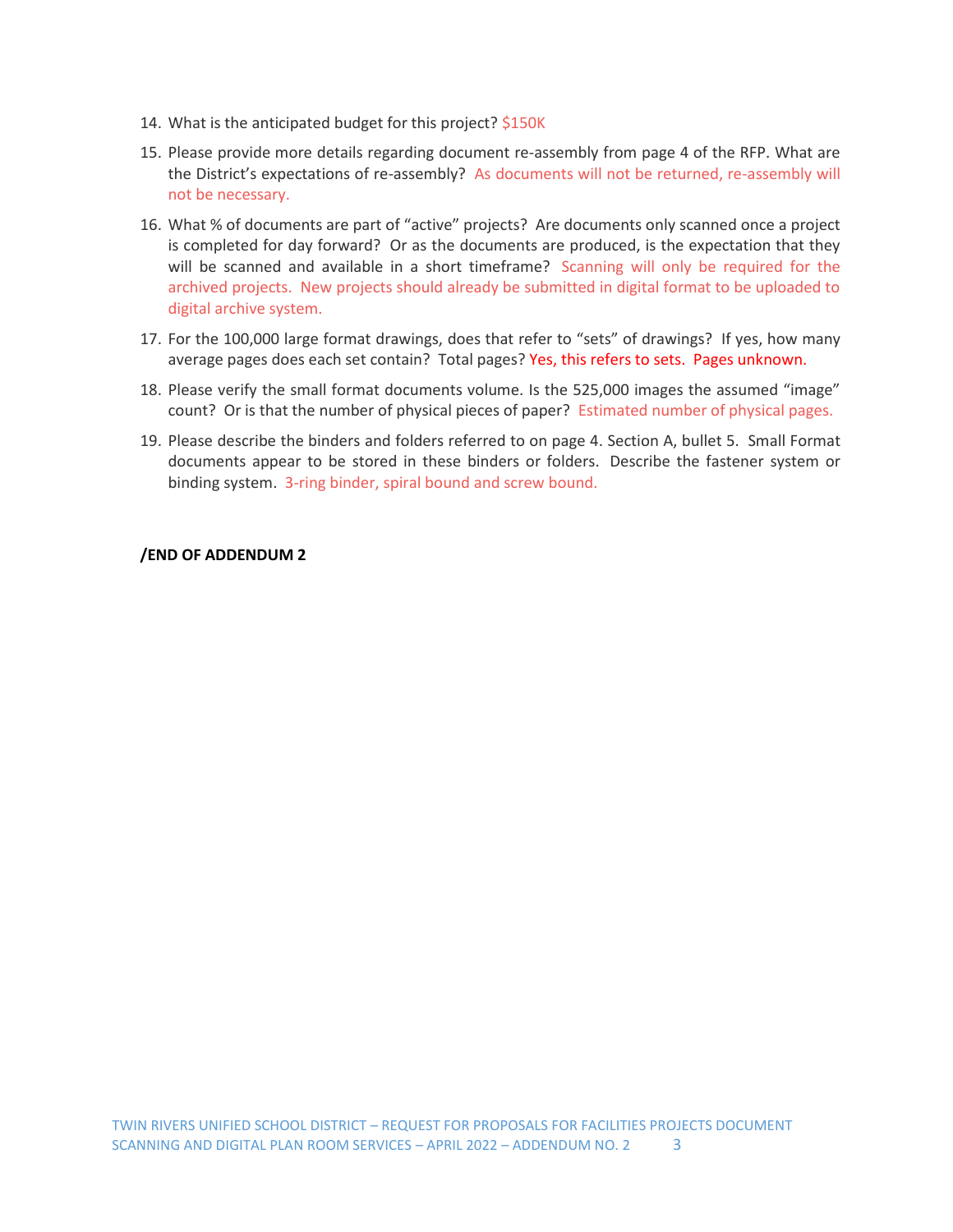14. What is the anticipated budget for this project? $150K
15. Please provide more details regarding document re-assembly from page 4 of the RFP. What are the District's expectations of re-assembly? As documents will not be returned, re-assembly will not be necessary.
16. What % of documents are part of "active" projects? Are documents only scanned once a project is completed for day forward? Or as the documents are produced, is the expectation that they will be scanned and available in a short timeframe? Scanning will only be required for the archived projects. New projects should already be submitted in digital format to be uploaded to digital archive system.
17. For the 100,000 large format drawings, does that refer to "sets" of drawings? If yes, how many average pages does each set contain? Total pages? Yes, this refers to sets. Pages unknown.
18. Please verify the small format documents volume. Is the 525,000 images the assumed "image" count? Or is that the number of physical pieces of paper? Estimated number of physical pages.
19. Please describe the binders and folders referred to on page 4. Section A, bullet 5. Small Format documents appear to be stored in these binders or folders. Describe the fastener system or binding system. 3-ring binder, spiral bound and screw bound.

**/END OF ADDENDUM 2**